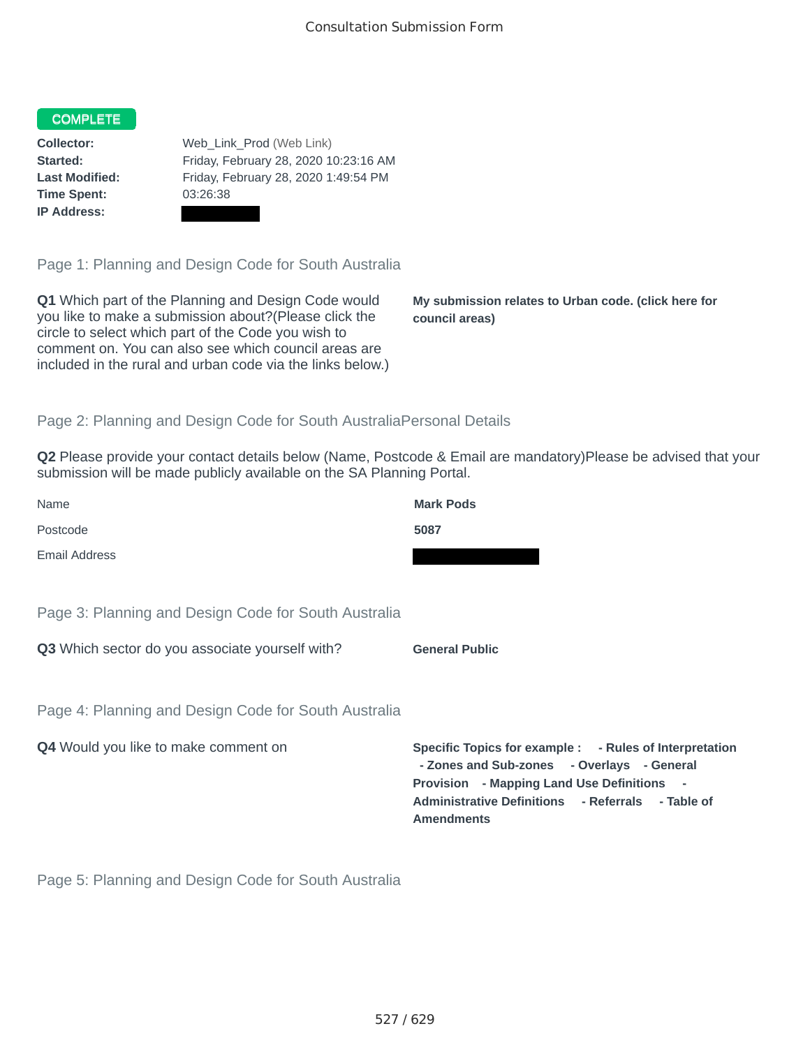Consultation Submission Form

**COMPLETE**

**Collector:** Web_Link_Prod (Web Link)
**Started:** Friday, February 28, 2020 10:23:16 AM
**Last Modified:** Friday, February 28, 2020 1:49:54 PM
**Time Spent:** 03:26:38
**IP Address:**

## Page 1: Planning and Design Code for South Australia

**Q1** Which part of the Planning and Design Code would you like to make a submission about?(Please click the circle to select which part of the Code you wish to comment on. You can also see which council areas are included in the rural and urban code via the links below.)

**My submission relates to Urban code. (click here for council areas)**

## Page 2: Planning and Design Code for South AustraliaPersonal Details

**Q2** Please provide your contact details below (Name, Postcode & Email are mandatory)Please be advised that your submission will be made publicly available on the SA Planning Portal.

| | |
|---|---|
| Name | **Mark Pods** |
| Postcode | **5087** |
| Email Address | |

## Page 3: Planning and Design Code for South Australia

**Q3** Which sector do you associate yourself with?

**General Public**

## Page 4: Planning and Design Code for South Australia

**Q4** Would you like to make comment on

**Specific Topics for example : - Rules of Interpretation - Zones and Sub-zones - Overlays - General Provision - Mapping Land Use Definitions - Administrative Definitions - Referrals - Table of Amendments**

## Page 5: Planning and Design Code for South Australia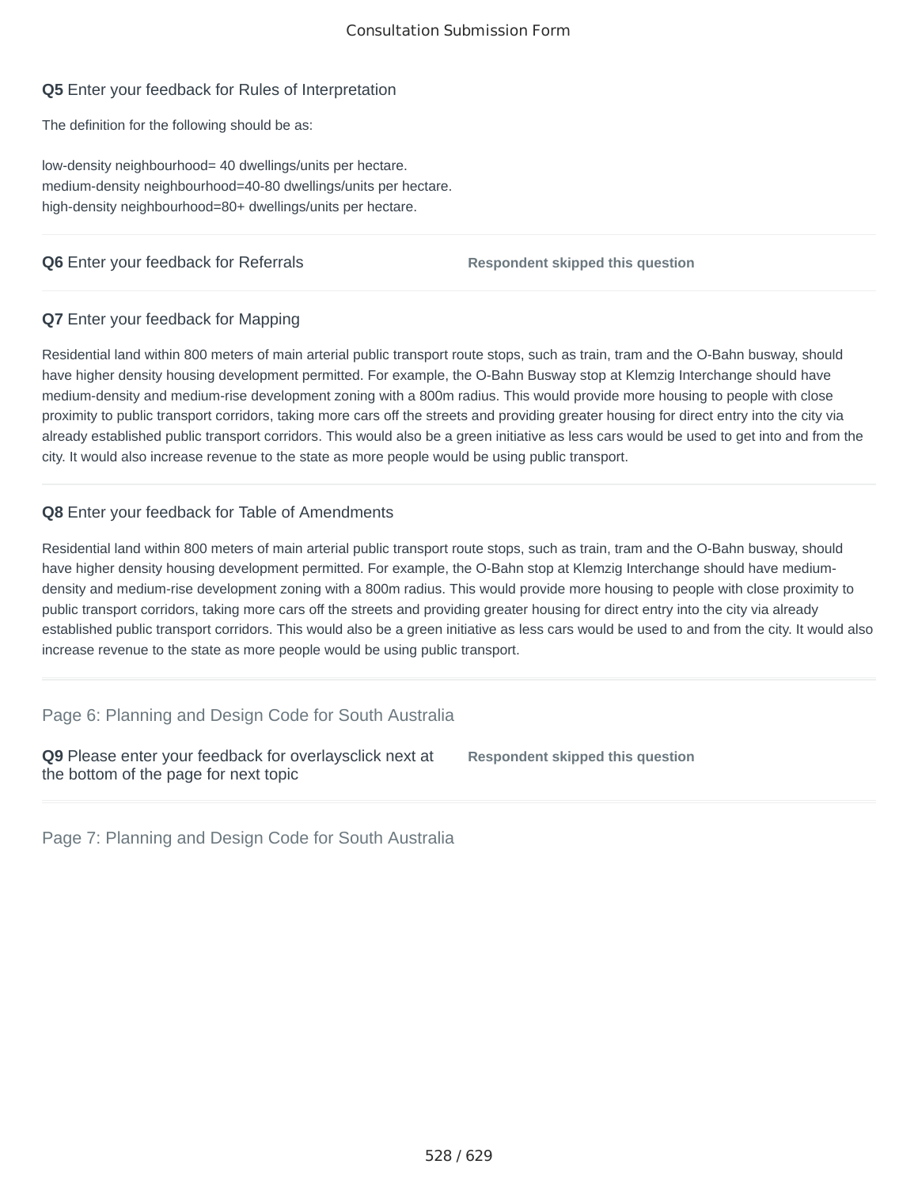**Q5** Enter your feedback for Rules of Interpretation

The definition for the following should be as:

low-density neighbourhood= 40 dwellings/units per hectare.
medium-density neighbourhood=40-80 dwellings/units per hectare.
high-density neighbourhood=80+ dwellings/units per hectare.

---

**Q6** Enter your feedback for Referrals

**Respondent skipped this question**

---

**Q7** Enter your feedback for Mapping

Residential land within 800 meters of main arterial public transport route stops, such as train, tram and the O-Bahn busway, should have higher density housing development permitted. For example, the O-Bahn Busway stop at Klemzig Interchange should have medium-density and medium-rise development zoning with a 800m radius. This would provide more housing to people with close proximity to public transport corridors, taking more cars off the streets and providing greater housing for direct entry into the city via already established public transport corridors. This would also be a green initiative as less cars would be used to get into and from the city. It would also increase revenue to the state as more people would be using public transport.

---

**Q8** Enter your feedback for Table of Amendments

Residential land within 800 meters of main arterial public transport route stops, such as train, tram and the O-Bahn busway, should have higher density housing development permitted. For example, the O-Bahn stop at Klemzig Interchange should have medium-density and medium-rise development zoning with a 800m radius. This would provide more housing to people with close proximity to public transport corridors, taking more cars off the streets and providing greater housing for direct entry into the city via already established public transport corridors. This would also be a green initiative as less cars would be used to and from the city. It would also increase revenue to the state as more people would be using public transport.

---

## Page 6: Planning and Design Code for South Australia

**Q9** Please enter your feedback for overlaysclick next at the bottom of the page for next topic

**Respondent skipped this question**

---

## Page 7: Planning and Design Code for South Australia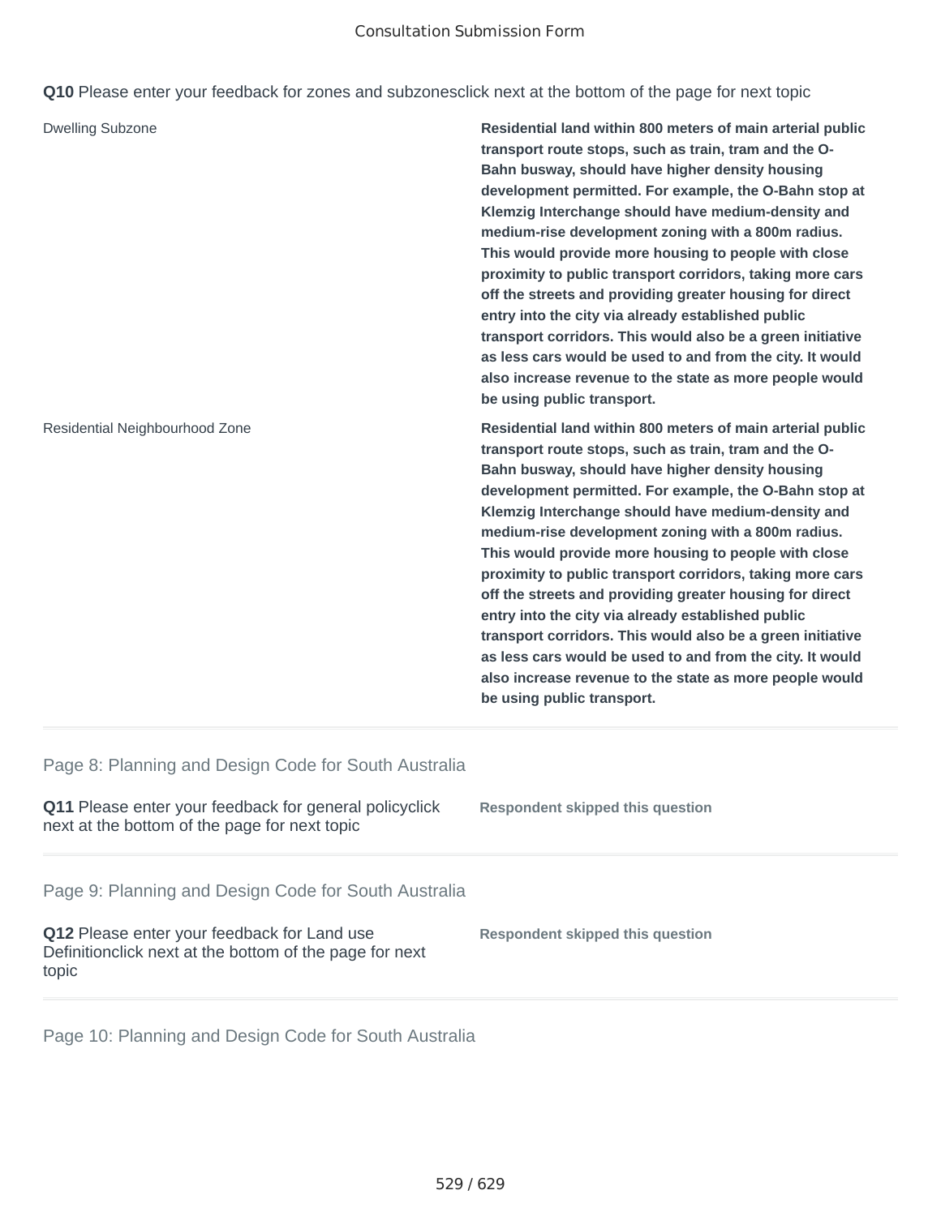**Q10** Please enter your feedback for zones and subzonesclick next at the bottom of the page for next topic

| | |
|---|---|
| Dwelling Subzone | **Residential land within 800 meters of main arterial public transport route stops, such as train, tram and the O-Bahn busway, should have higher density housing development permitted. For example, the O-Bahn stop at Klemzig Interchange should have medium-density and medium-rise development zoning with a 800m radius. This would provide more housing to people with close proximity to public transport corridors, taking more cars off the streets and providing greater housing for direct entry into the city via already established public transport corridors. This would also be a green initiative as less cars would be used to and from the city. It would also increase revenue to the state as more people would be using public transport.** |
| Residential Neighbourhood Zone | **Residential land within 800 meters of main arterial public transport route stops, such as train, tram and the O-Bahn busway, should have higher density housing development permitted. For example, the O-Bahn stop at Klemzig Interchange should have medium-density and medium-rise development zoning with a 800m radius. This would provide more housing to people with close proximity to public transport corridors, taking more cars off the streets and providing greater housing for direct entry into the city via already established public transport corridors. This would also be a green initiative as less cars would be used to and from the city. It would also increase revenue to the state as more people would be using public transport.** |

## Page 8: Planning and Design Code for South Australia

| | |
|---|---|
| **Q11** Please enter your feedback for general policyclick next at the bottom of the page for next topic | **Respondent skipped this question** |

## Page 9: Planning and Design Code for South Australia

| | |
|---|---|
| **Q12** Please enter your feedback for Land use Definitionclick next at the bottom of the page for next topic | **Respondent skipped this question** |

## Page 10: Planning and Design Code for South Australia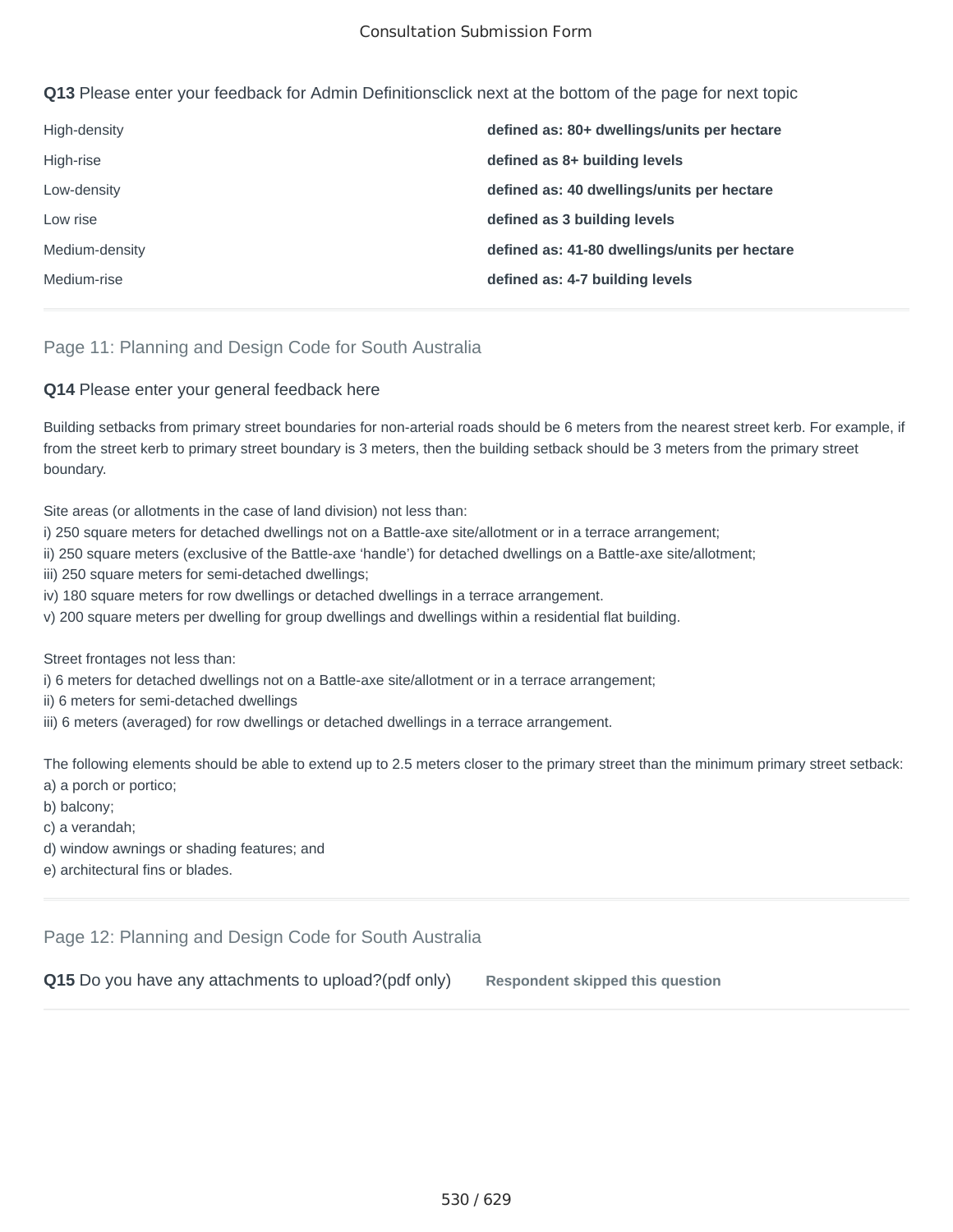**Q13** Please enter your feedback for Admin Definitionsclick next at the bottom of the page for next topic

| | |
|---|---|
| High-density | **defined as: 80+ dwellings/units per hectare** |
| High-rise | **defined as 8+ building levels** |
| Low-density | **defined as: 40 dwellings/units per hectare** |
| Low rise | **defined as 3 building levels** |
| Medium-density | **defined as: 41-80 dwellings/units per hectare** |
| Medium-rise | **defined as: 4-7 building levels** |

## Page 11: Planning and Design Code for South Australia

**Q14** Please enter your general feedback here

Building setbacks from primary street boundaries for non-arterial roads should be 6 meters from the nearest street kerb. For example, if from the street kerb to primary street boundary is 3 meters, then the building setback should be 3 meters from the primary street boundary.

Site areas (or allotments in the case of land division) not less than:
i) 250 square meters for detached dwellings not on a Battle-axe site/allotment or in a terrace arrangement;
ii) 250 square meters (exclusive of the Battle-axe 'handle') for detached dwellings on a Battle-axe site/allotment;
iii) 250 square meters for semi-detached dwellings;
iv) 180 square meters for row dwellings or detached dwellings in a terrace arrangement.
v) 200 square meters per dwelling for group dwellings and dwellings within a residential flat building.

Street frontages not less than:
i) 6 meters for detached dwellings not on a Battle-axe site/allotment or in a terrace arrangement;
ii) 6 meters for semi-detached dwellings
iii) 6 meters (averaged) for row dwellings or detached dwellings in a terrace arrangement.

The following elements should be able to extend up to 2.5 meters closer to the primary street than the minimum primary street setback:
a) a porch or portico;
b) balcony;
c) a verandah;
d) window awnings or shading features; and
e) architectural fins or blades.

## Page 12: Planning and Design Code for South Australia

**Q15** Do you have any attachments to upload?(pdf only) **Respondent skipped this question**